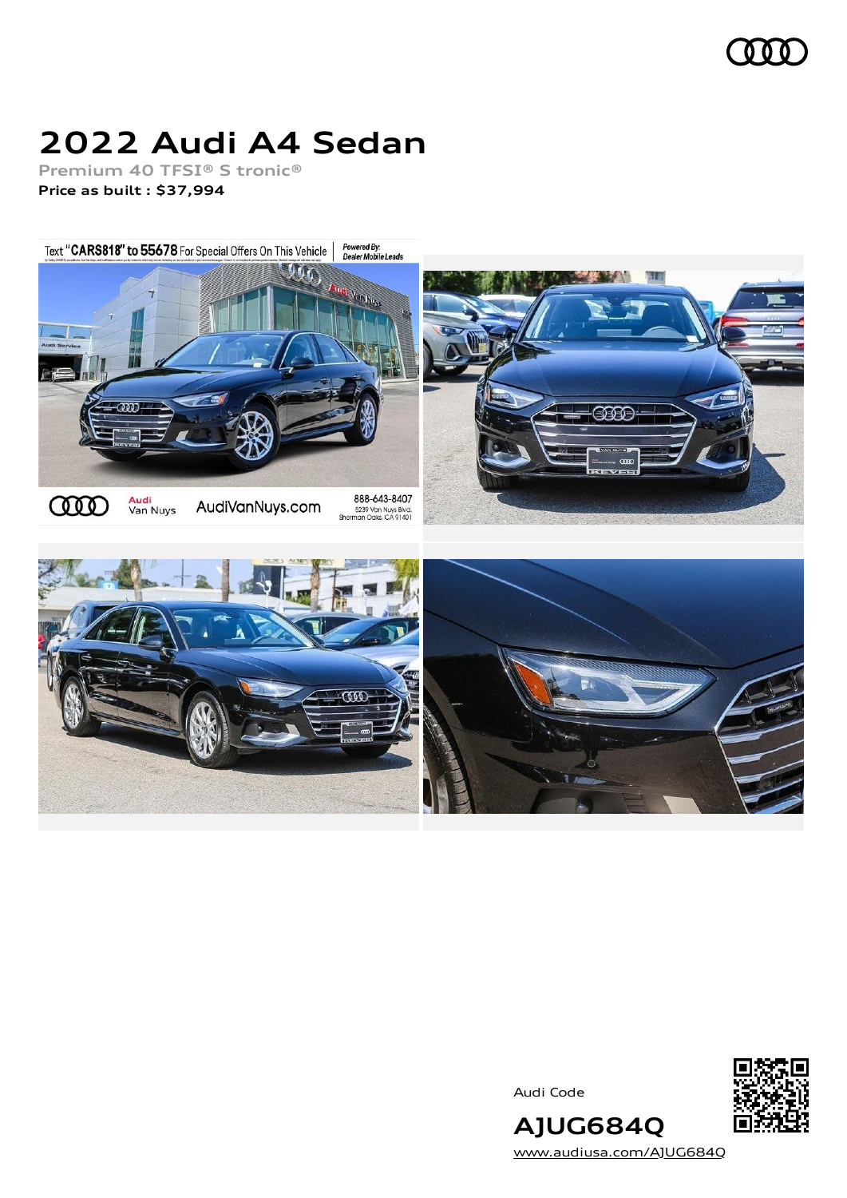# 2022 Audi A4 Sedan

Premium 40 TFSI® S tronic®

**Price as built : $37,994**

Audi Code

**AJUG684Q**

www.audiusa.com/AJUG684Q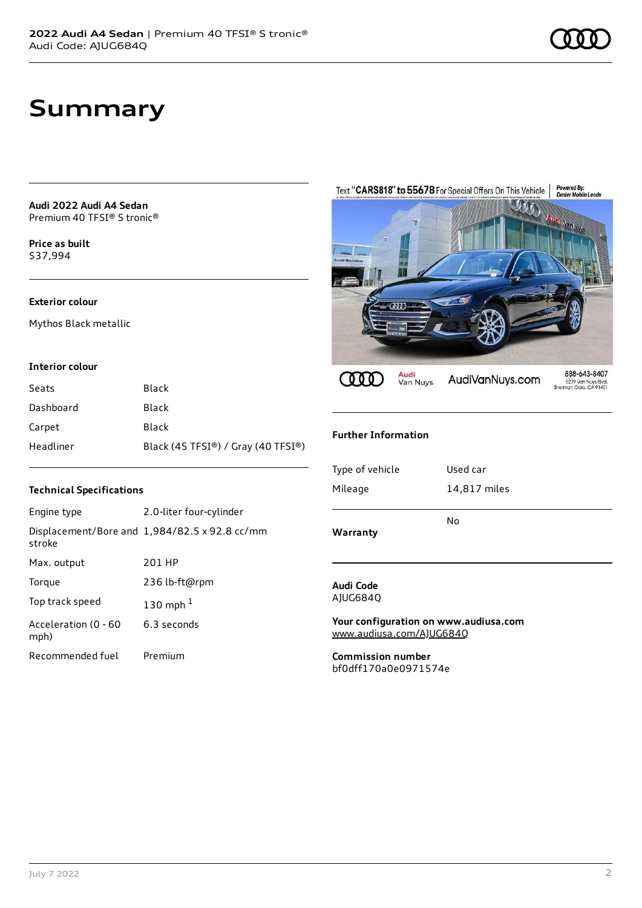# Summary

**Audi 2022 Audi A4 Sedan**
Premium 40 TFSI® S tronic®

**Price as built**
$37,994

### Exterior colour

Mythos Black metallic

### Interior colour

| | |
|---|---|
| Seats | Black |
| Dashboard | Black |
| Carpet | Black |
| Headliner | Black (45 TFSI®) / Gray (40 TFSI®) |

### Technical Specifications

| | |
|---|---|
| Engine type | 2.0-liter four-cylinder |
| Displacement/Bore and stroke | 1,984/82.5 x 92.8 cc/mm |
| Max. output | 201 HP |
| Torque | 236 lb-ft@rpm |
| Top track speed | 130 mph [1] |
| Acceleration (0 - 60 mph) | 6.3 seconds |
| Recommended fuel | Premium |

### Further Information

| | |
|---|---|
| Type of vehicle | Used car |
| Mileage | 14,817 miles |
| **Warranty** | No |

**Audi Code**
AJUG684Q

**Your configuration on www.audiusa.com**
www.audiusa.com/AJUG684Q

**Commission number**
bf0dff170a0e0971574e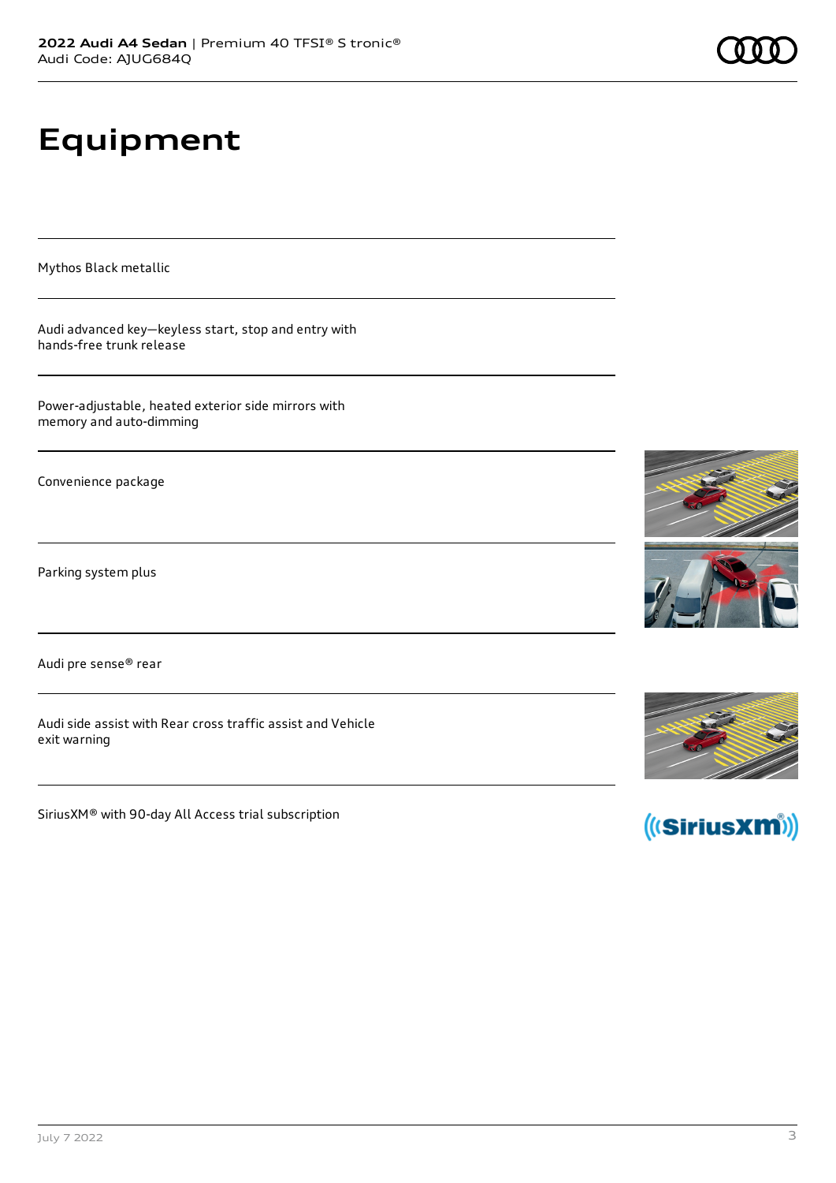# Equipment

Mythos Black metallic

Audi advanced key—keyless start, stop and entry with hands-free trunk release

Power-adjustable, heated exterior side mirrors with memory and auto-dimming

Convenience package

Parking system plus

Audi pre sense® rear

Audi side assist with Rear cross traffic assist and Vehicle exit warning

SiriusXM® with 90-day All Access trial subscription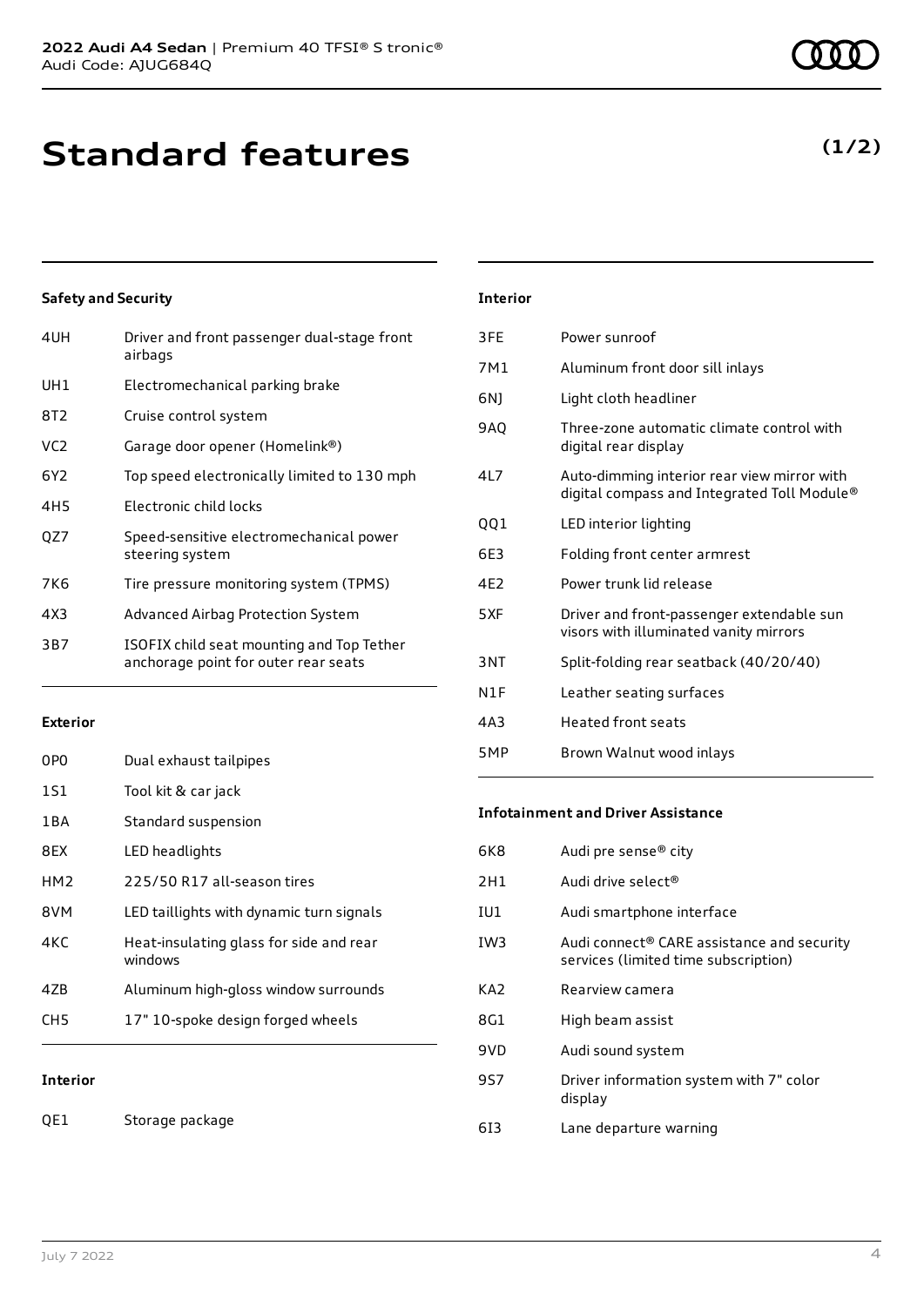# Standard features

**(1/2)**

### Safety and Security

| | |
|---|---|
| 4UH | Driver and front passenger dual-stage front airbags |
| UH1 | Electromechanical parking brake |
| 8T2 | Cruise control system |
| VC2 | Garage door opener (Homelink®) |
| 6Y2 | Top speed electronically limited to 130 mph |
| 4H5 | Electronic child locks |
| QZ7 | Speed-sensitive electromechanical power steering system |
| 7K6 | Tire pressure monitoring system (TPMS) |
| 4X3 | Advanced Airbag Protection System |
| 3B7 | ISOFIX child seat mounting and Top Tether anchorage point for outer rear seats |

### Exterior

| | |
|---|---|
| 0P0 | Dual exhaust tailpipes |
| 1S1 | Tool kit & car jack |
| 1BA | Standard suspension |
| 8EX | LED headlights |
| HM2 | 225/50 R17 all-season tires |
| 8VM | LED taillights with dynamic turn signals |
| 4KC | Heat-insulating glass for side and rear windows |
| 4ZB | Aluminum high-gloss window surrounds |
| CH5 | 17" 10-spoke design forged wheels |

### Interior

| | |
|---|---|
| QE1 | Storage package |
| 3FE | Power sunroof |
| 7M1 | Aluminum front door sill inlays |
| 6NJ | Light cloth headliner |
| 9AQ | Three-zone automatic climate control with digital rear display |
| 4L7 | Auto-dimming interior rear view mirror with digital compass and Integrated Toll Module® |
| QQ1 | LED interior lighting |
| 6E3 | Folding front center armrest |
| 4E2 | Power trunk lid release |
| 5XF | Driver and front-passenger extendable sun visors with illuminated vanity mirrors |
| 3NT | Split-folding rear seatback (40/20/40) |
| N1F | Leather seating surfaces |
| 4A3 | Heated front seats |
| 5MP | Brown Walnut wood inlays |

### Infotainment and Driver Assistance

| | |
|---|---|
| 6K8 | Audi pre sense® city |
| 2H1 | Audi drive select® |
| IU1 | Audi smartphone interface |
| IW3 | Audi connect® CARE assistance and security services (limited time subscription) |
| KA2 | Rearview camera |
| 8G1 | High beam assist |
| 9VD | Audi sound system |
| 9S7 | Driver information system with 7" color display |
| 6I3 | Lane departure warning |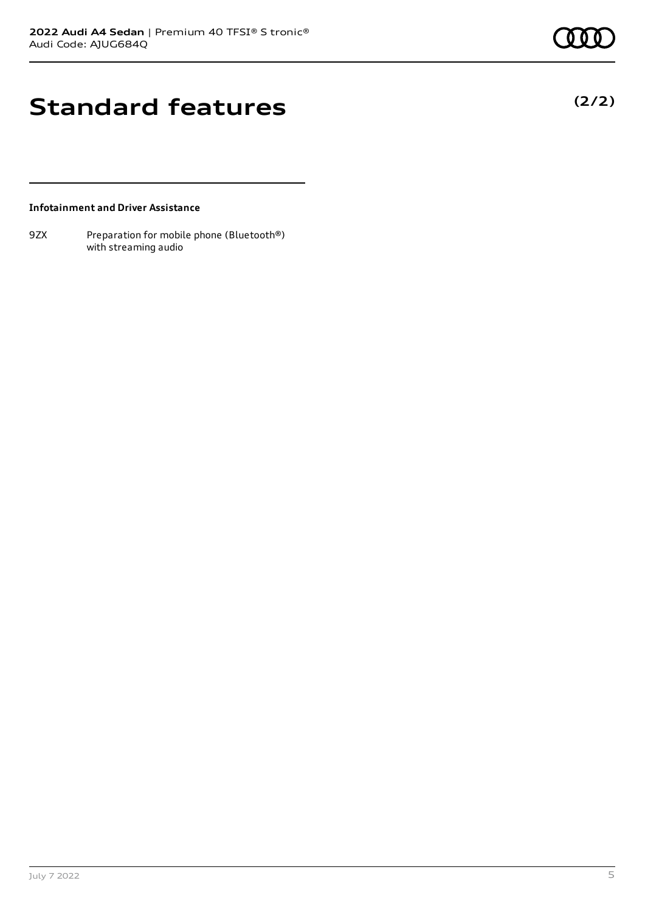# Standard features

**(2/2)**

**Infotainment and Driver Assistance**

| | |
|---|---|
| 9ZX | Preparation for mobile phone (Bluetooth®) with streaming audio |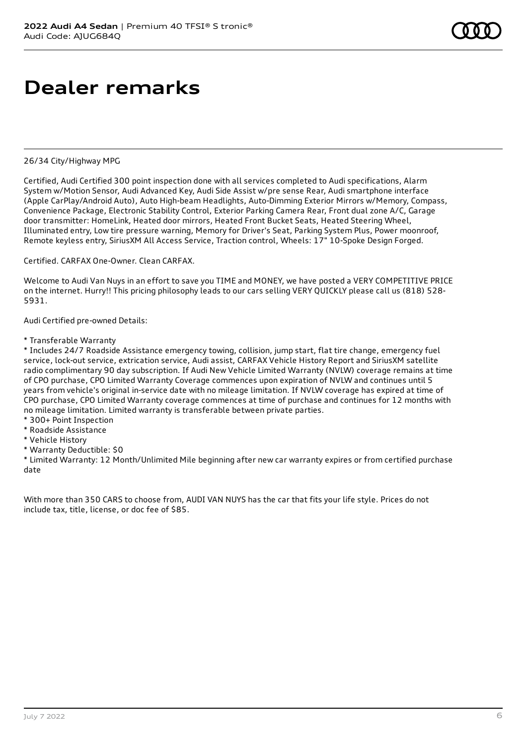# Dealer remarks

26/34 City/Highway MPG

Certified, Audi Certified 300 point inspection done with all services completed to Audi specifications, Alarm System w/Motion Sensor, Audi Advanced Key, Audi Side Assist w/pre sense Rear, Audi smartphone interface (Apple CarPlay/Android Auto), Auto High-beam Headlights, Auto-Dimming Exterior Mirrors w/Memory, Compass, Convenience Package, Electronic Stability Control, Exterior Parking Camera Rear, Front dual zone A/C, Garage door transmitter: HomeLink, Heated door mirrors, Heated Front Bucket Seats, Heated Steering Wheel, Illuminated entry, Low tire pressure warning, Memory for Driver's Seat, Parking System Plus, Power moonroof, Remote keyless entry, SiriusXM All Access Service, Traction control, Wheels: 17" 10-Spoke Design Forged.

Certified. CARFAX One-Owner. Clean CARFAX.

Welcome to Audi Van Nuys in an effort to save you TIME and MONEY, we have posted a VERY COMPETITIVE PRICE on the internet. Hurry!! This pricing philosophy leads to our cars selling VERY QUICKLY please call us (818) 528-5931.

Audi Certified pre-owned Details:

* Transferable Warranty
* Includes 24/7 Roadside Assistance emergency towing, collision, jump start, flat tire change, emergency fuel service, lock-out service, extrication service, Audi assist, CARFAX Vehicle History Report and SiriusXM satellite radio complimentary 90 day subscription. If Audi New Vehicle Limited Warranty (NVLW) coverage remains at time of CPO purchase, CPO Limited Warranty Coverage commences upon expiration of NVLW and continues until 5 years from vehicle's original in-service date with no mileage limitation. If NVLW coverage has expired at time of CPO purchase, CPO Limited Warranty coverage commences at time of purchase and continues for 12 months with no mileage limitation. Limited warranty is transferable between private parties.
* 300+ Point Inspection
* Roadside Assistance
* Vehicle History
* Warranty Deductible: $0
* Limited Warranty: 12 Month/Unlimited Mile beginning after new car warranty expires or from certified purchase date

With more than 350 CARS to choose from, AUDI VAN NUYS has the car that fits your life style. Prices do not include tax, title, license, or doc fee of $85.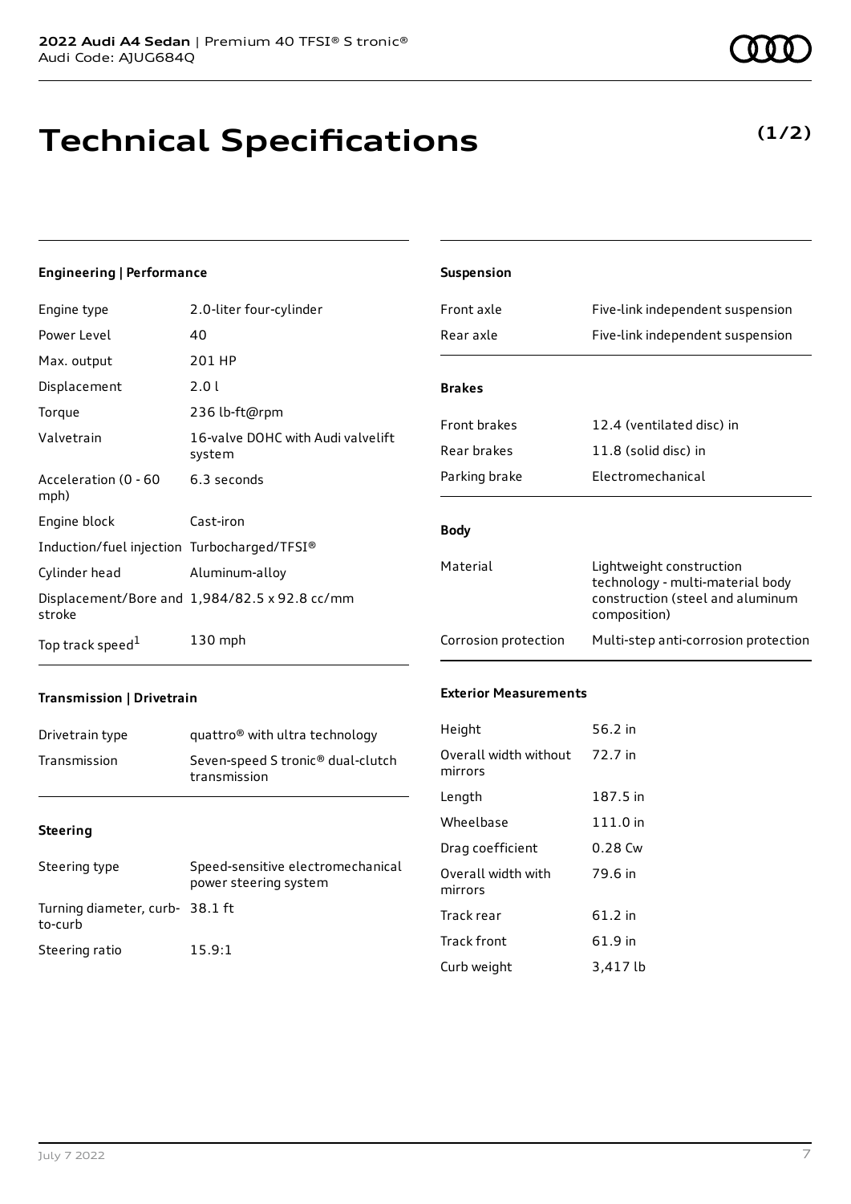# Technical Specifications

**(1/2)**

### Engineering | Performance

| | |
|---|---|
| Engine type | 2.0-liter four-cylinder |
| Power Level | 40 |
| Max. output | 201 HP |
| Displacement | 2.0 l |
| Torque | 236 lb-ft@rpm |
| Valvetrain | 16-valve DOHC with Audi valvelift system |
| Acceleration (0 - 60 mph) | 6.3 seconds |
| Engine block | Cast-iron |
| Induction/fuel injection | Turbocharged/TFSI® |
| Cylinder head | Aluminum-alloy |
| Displacement/Bore and stroke | 1,984/82.5 x 92.8 cc/mm |
| Top track speed[1] | 130 mph |

### Transmission | Drivetrain

| | |
|---|---|
| Drivetrain type | quattro® with ultra technology |
| Transmission | Seven-speed S tronic® dual-clutch transmission |

### Steering

| | |
|---|---|
| Steering type | Speed-sensitive electromechanical power steering system |
| Turning diameter, curb-to-curb | 38.1 ft |
| Steering ratio | 15.9:1 |

### Suspension

| | |
|---|---|
| Front axle | Five-link independent suspension |
| Rear axle | Five-link independent suspension |

### Brakes

| | |
|---|---|
| Front brakes | 12.4 (ventilated disc) in |
| Rear brakes | 11.8 (solid disc) in |
| Parking brake | Electromechanical |

### Body

| | |
|---|---|
| Material | Lightweight construction technology - multi-material body construction (steel and aluminum composition) |
| Corrosion protection | Multi-step anti-corrosion protection |

### Exterior Measurements

| | |
|---|---|
| Height | 56.2 in |
| Overall width without mirrors | 72.7 in |
| Length | 187.5 in |
| Wheelbase | 111.0 in |
| Drag coefficient | 0.28 Cw |
| Overall width with mirrors | 79.6 in |
| Track rear | 61.2 in |
| Track front | 61.9 in |
| Curb weight | 3,417 lb |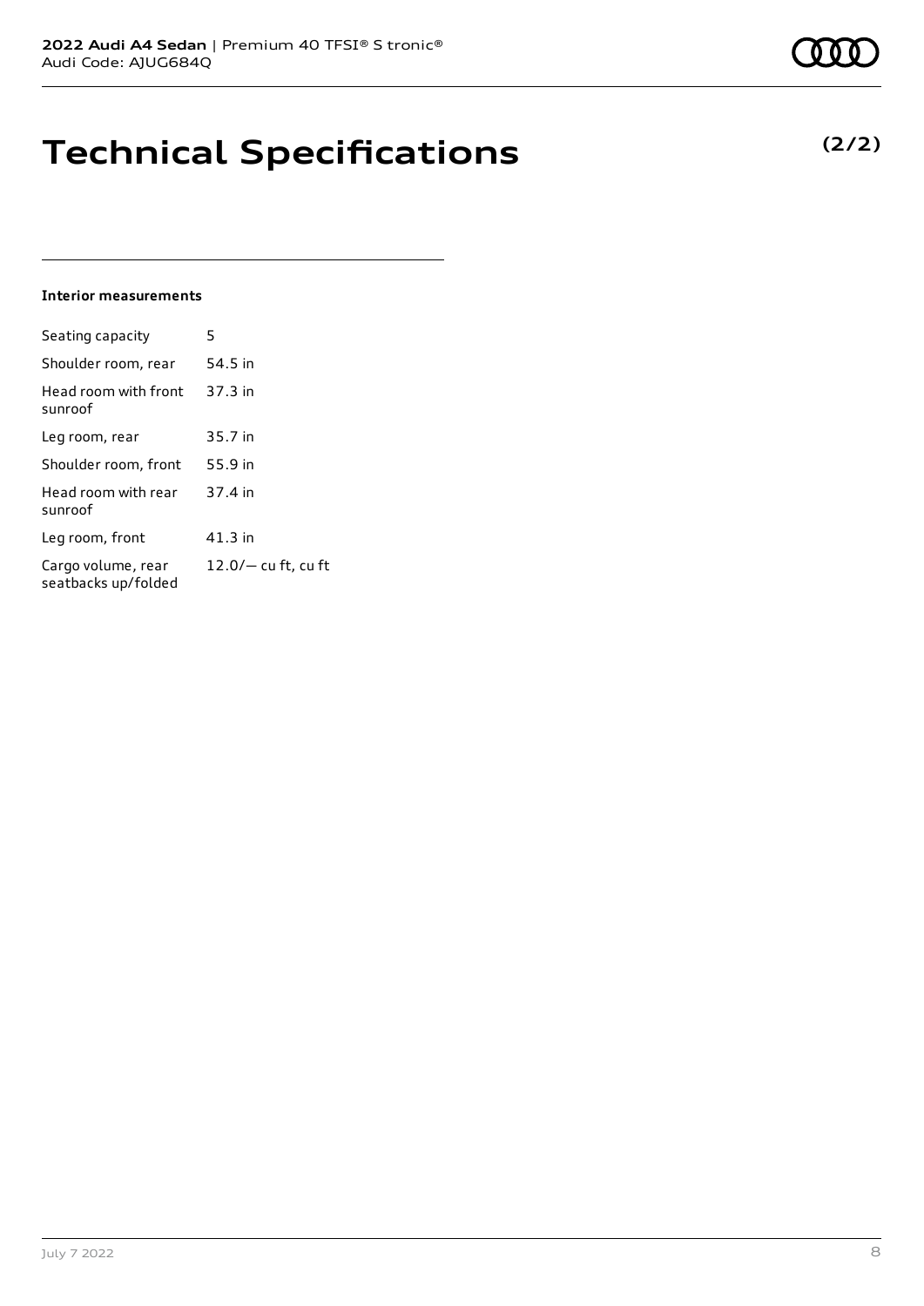# Technical Specifications

**(2/2)**

**Interior measurements**

| | |
|---|---|
| Seating capacity | 5 |
| Shoulder room, rear | 54.5 in |
| Head room with front sunroof | 37.3 in |
| Leg room, rear | 35.7 in |
| Shoulder room, front | 55.9 in |
| Head room with rear sunroof | 37.4 in |
| Leg room, front | 41.3 in |
| Cargo volume, rear seatbacks up/folded | 12.0/— cu ft, cu ft |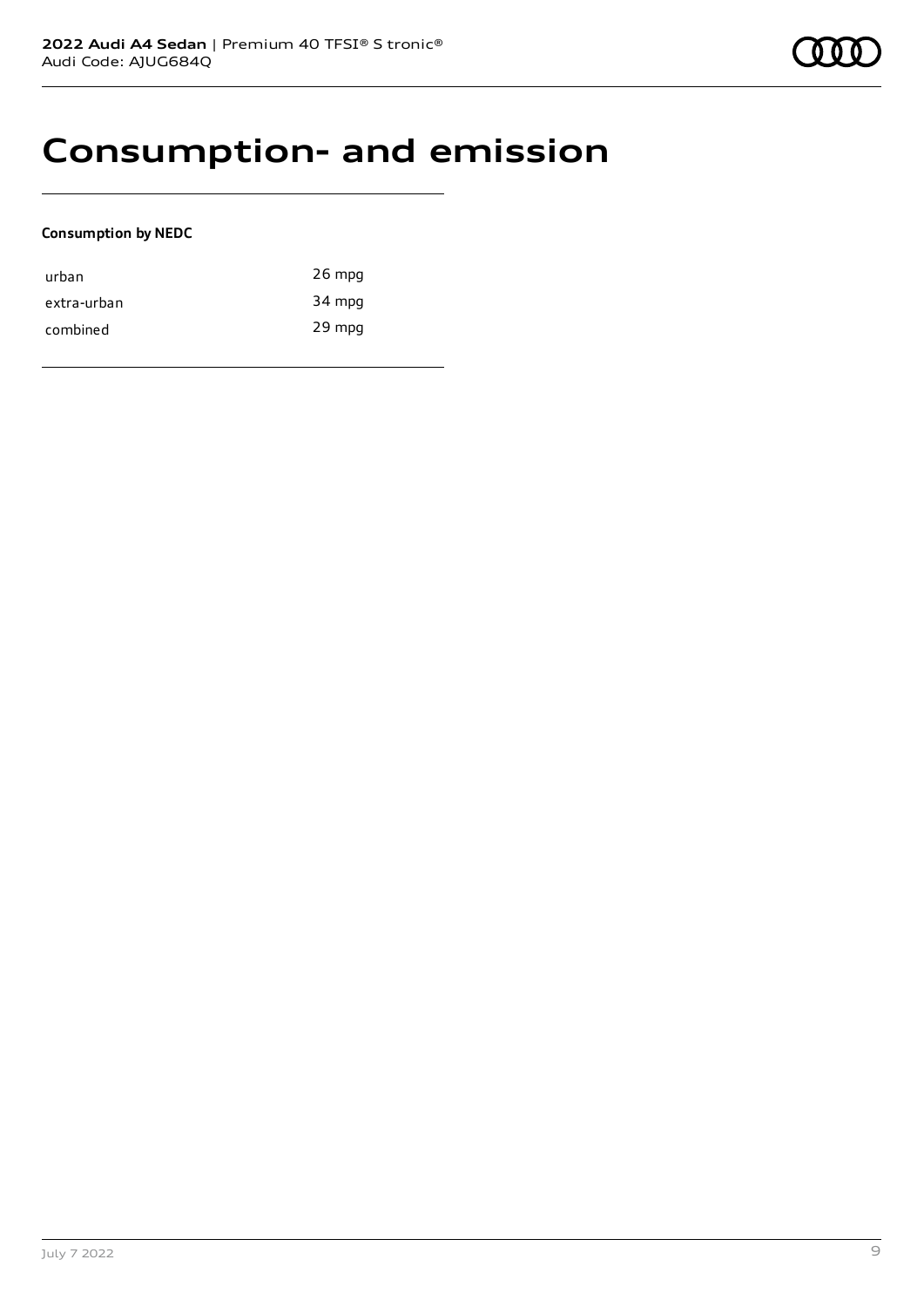# Consumption- and emission

**Consumption by NEDC**

| | |
|---|---|
| urban | 26 mpg |
| extra-urban | 34 mpg |
| combined | 29 mpg |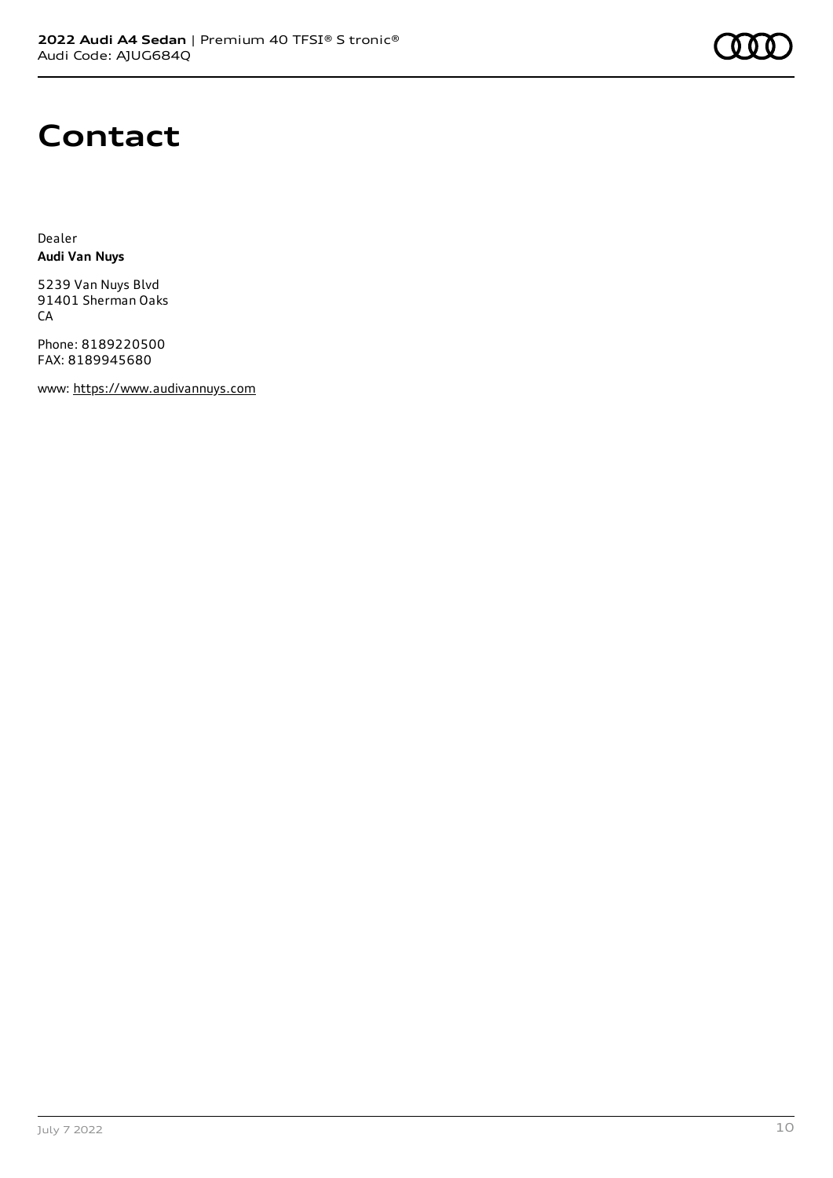# Contact

Dealer
**Audi Van Nuys**

5239 Van Nuys Blvd
91401 Sherman Oaks
CA

Phone: 8189220500
FAX: 8189945680

www: https://www.audivannuys.com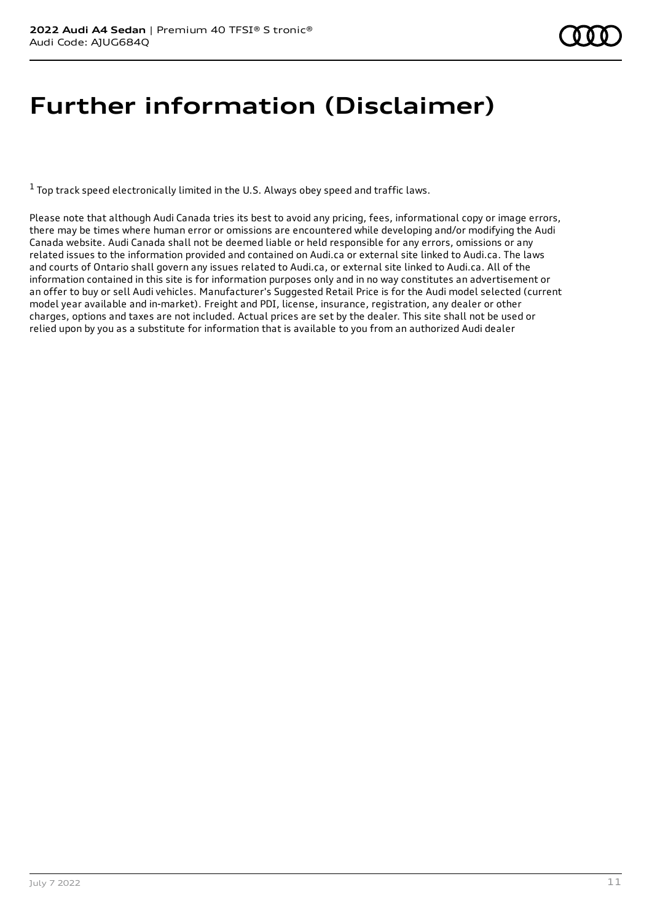# Further information (Disclaimer)

[1] Top track speed electronically limited in the U.S. Always obey speed and traffic laws.

Please note that although Audi Canada tries its best to avoid any pricing, fees, informational copy or image errors, there may be times where human error or omissions are encountered while developing and/or modifying the Audi Canada website. Audi Canada shall not be deemed liable or held responsible for any errors, omissions or any related issues to the information provided and contained on Audi.ca or external site linked to Audi.ca. The laws and courts of Ontario shall govern any issues related to Audi.ca, or external site linked to Audi.ca. All of the information contained in this site is for information purposes only and in no way constitutes an advertisement or an offer to buy or sell Audi vehicles. Manufacturer's Suggested Retail Price is for the Audi model selected (current model year available and in-market). Freight and PDI, license, insurance, registration, any dealer or other charges, options and taxes are not included. Actual prices are set by the dealer. This site shall not be used or relied upon by you as a substitute for information that is available to you from an authorized Audi dealer